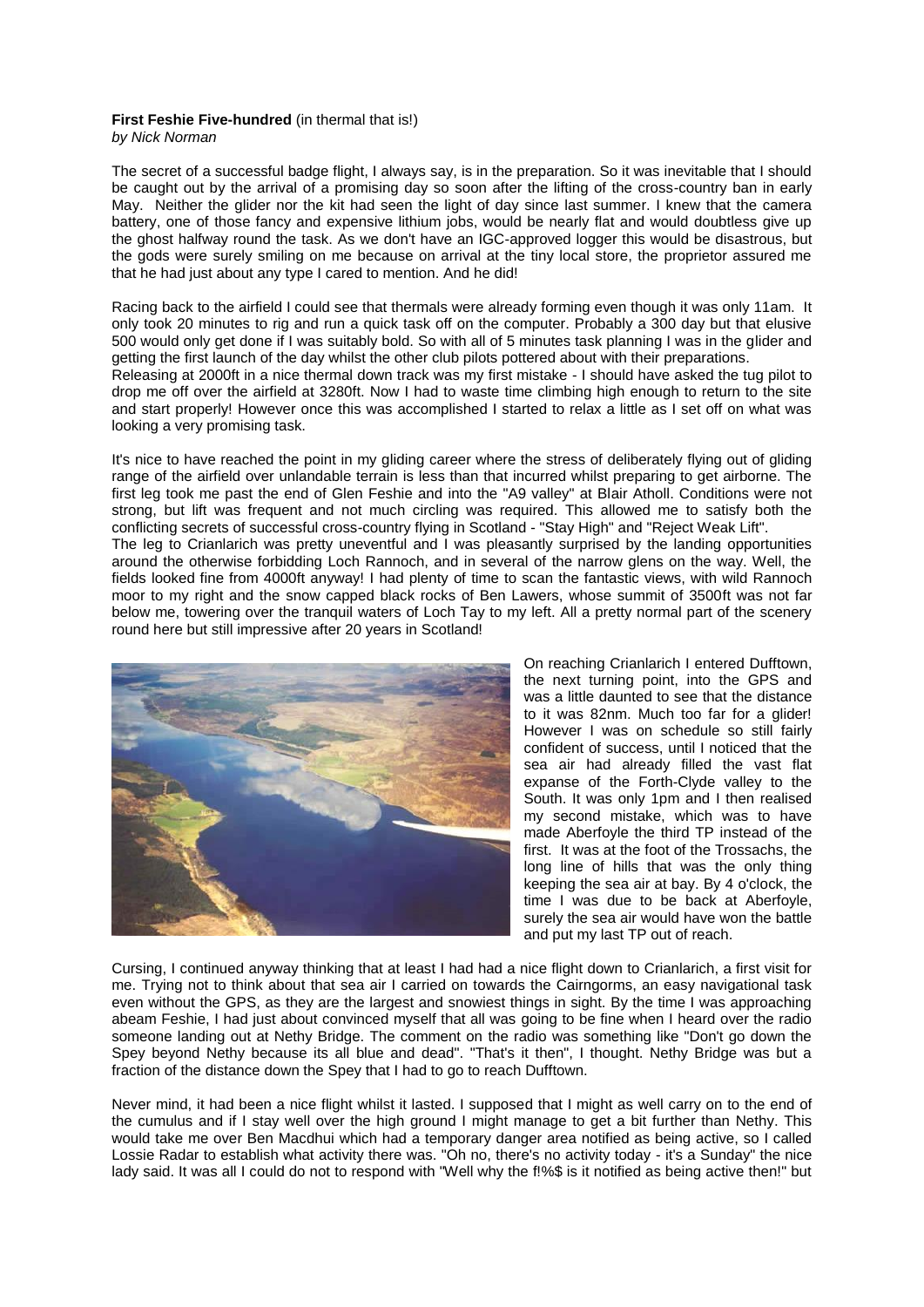**First Feshie Five-hundred** (in thermal that is!)
*by Nick Norman*

The secret of a successful badge flight, I always say, is in the preparation. So it was inevitable that I should be caught out by the arrival of a promising day so soon after the lifting of the cross-country ban in early May. Neither the glider nor the kit had seen the light of day since last summer. I knew that the camera battery, one of those fancy and expensive lithium jobs, would be nearly flat and would doubtless give up the ghost halfway round the task. As we don't have an IGC-approved logger this would be disastrous, but the gods were surely smiling on me because on arrival at the tiny local store, the proprietor assured me that he had just about any type I cared to mention. And he did!

Racing back to the airfield I could see that thermals were already forming even though it was only 11am. It only took 20 minutes to rig and run a quick task off on the computer. Probably a 300 day but that elusive 500 would only get done if I was suitably bold. So with all of 5 minutes task planning I was in the glider and getting the first launch of the day whilst the other club pilots pottered about with their preparations.
Releasing at 2000ft in a nice thermal down track was my first mistake - I should have asked the tug pilot to drop me off over the airfield at 3280ft. Now I had to waste time climbing high enough to return to the site and start properly! However once this was accomplished I started to relax a little as I set off on what was looking a very promising task.

It's nice to have reached the point in my gliding career where the stress of deliberately flying out of gliding range of the airfield over unlandable terrain is less than that incurred whilst preparing to get airborne. The first leg took me past the end of Glen Feshie and into the "A9 valley" at Blair Atholl. Conditions were not strong, but lift was frequent and not much circling was required. This allowed me to satisfy both the conflicting secrets of successful cross-country flying in Scotland - "Stay High" and "Reject Weak Lift".
The leg to Crianlarich was pretty uneventful and I was pleasantly surprised by the landing opportunities around the otherwise forbidding Loch Rannoch, and in several of the narrow glens on the way. Well, the fields looked fine from 4000ft anyway! I had plenty of time to scan the fantastic views, with wild Rannoch moor to my right and the snow capped black rocks of Ben Lawers, whose summit of 3500ft was not far below me, towering over the tranquil waters of Loch Tay to my left. All a pretty normal part of the scenery round here but still impressive after 20 years in Scotland!

On reaching Crianlarich I entered Dufftown, the next turning point, into the GPS and was a little daunted to see that the distance to it was 82nm. Much too far for a glider! However I was on schedule so still fairly confident of success, until I noticed that the sea air had already filled the vast flat expanse of the Forth-Clyde valley to the South. It was only 1pm and I then realised my second mistake, which was to have made Aberfoyle the third TP instead of the first. It was at the foot of the Trossachs, the long line of hills that was the only thing keeping the sea air at bay. By 4 o'clock, the time I was due to be back at Aberfoyle, surely the sea air would have won the battle and put my last TP out of reach.

Cursing, I continued anyway thinking that at least I had had a nice flight down to Crianlarich, a first visit for me. Trying not to think about that sea air I carried on towards the Cairngorms, an easy navigational task even without the GPS, as they are the largest and snowiest things in sight. By the time I was approaching abeam Feshie, I had just about convinced myself that all was going to be fine when I heard over the radio someone landing out at Nethy Bridge. The comment on the radio was something like "Don't go down the Spey beyond Nethy because its all blue and dead". "That's it then", I thought. Nethy Bridge was but a fraction of the distance down the Spey that I had to go to reach Dufftown.

Never mind, it had been a nice flight whilst it lasted. I supposed that I might as well carry on to the end of the cumulus and if I stay well over the high ground I might manage to get a bit further than Nethy. This would take me over Ben Macdhui which had a temporary danger area notified as being active, so I called Lossie Radar to establish what activity there was. "Oh no, there's no activity today - it's a Sunday" the nice lady said. It was all I could do not to respond with "Well why the f!%$ is it notified as being active then!" but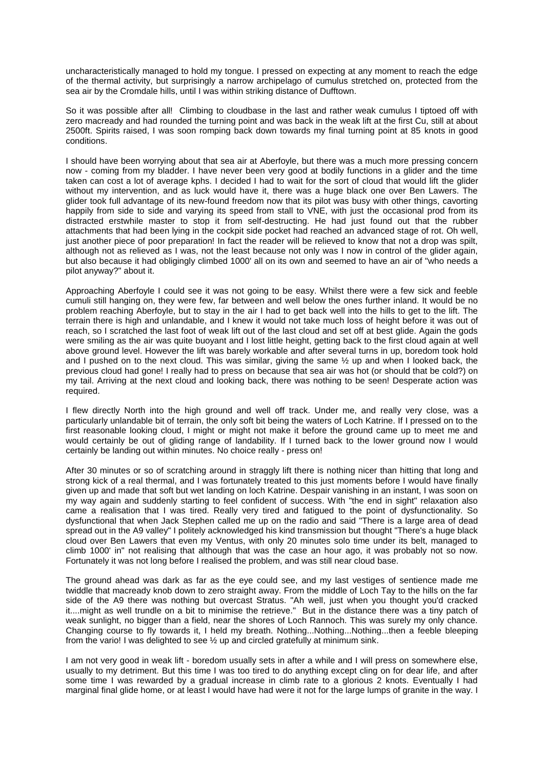uncharacteristically managed to hold my tongue. I pressed on expecting at any moment to reach the edge of the thermal activity, but surprisingly a narrow archipelago of cumulus stretched on, protected from the sea air by the Cromdale hills, until I was within striking distance of Dufftown.

So it was possible after all! Climbing to cloudbase in the last and rather weak cumulus I tiptoed off with zero macready and had rounded the turning point and was back in the weak lift at the first Cu, still at about 2500ft. Spirits raised, I was soon romping back down towards my final turning point at 85 knots in good conditions.

I should have been worrying about that sea air at Aberfoyle, but there was a much more pressing concern now - coming from my bladder. I have never been very good at bodily functions in a glider and the time taken can cost a lot of average kphs. I decided I had to wait for the sort of cloud that would lift the glider without my intervention, and as luck would have it, there was a huge black one over Ben Lawers. The glider took full advantage of its new-found freedom now that its pilot was busy with other things, cavorting happily from side to side and varying its speed from stall to VNE, with just the occasional prod from its distracted erstwhile master to stop it from self-destructing. He had just found out that the rubber attachments that had been lying in the cockpit side pocket had reached an advanced stage of rot. Oh well, just another piece of poor preparation! In fact the reader will be relieved to know that not a drop was spilt, although not as relieved as I was, not the least because not only was I now in control of the glider again, but also because it had obligingly climbed 1000' all on its own and seemed to have an air of "who needs a pilot anyway?" about it.

Approaching Aberfoyle I could see it was not going to be easy. Whilst there were a few sick and feeble cumuli still hanging on, they were few, far between and well below the ones further inland. It would be no problem reaching Aberfoyle, but to stay in the air I had to get back well into the hills to get to the lift. The terrain there is high and unlandable, and I knew it would not take much loss of height before it was out of reach, so I scratched the last foot of weak lift out of the last cloud and set off at best glide. Again the gods were smiling as the air was quite buoyant and I lost little height, getting back to the first cloud again at well above ground level. However the lift was barely workable and after several turns in up, boredom took hold and I pushed on to the next cloud. This was similar, giving the same ½ up and when I looked back, the previous cloud had gone! I really had to press on because that sea air was hot (or should that be cold?) on my tail. Arriving at the next cloud and looking back, there was nothing to be seen! Desperate action was required.

I flew directly North into the high ground and well off track. Under me, and really very close, was a particularly unlandable bit of terrain, the only soft bit being the waters of Loch Katrine. If I pressed on to the first reasonable looking cloud, I might or might not make it before the ground came up to meet me and would certainly be out of gliding range of landability. If I turned back to the lower ground now I would certainly be landing out within minutes. No choice really - press on!

After 30 minutes or so of scratching around in straggly lift there is nothing nicer than hitting that long and strong kick of a real thermal, and I was fortunately treated to this just moments before I would have finally given up and made that soft but wet landing on loch Katrine. Despair vanishing in an instant, I was soon on my way again and suddenly starting to feel confident of success. With "the end in sight" relaxation also came a realisation that I was tired. Really very tired and fatigued to the point of dysfunctionality. So dysfunctional that when Jack Stephen called me up on the radio and said "There is a large area of dead spread out in the A9 valley" I politely acknowledged his kind transmission but thought "There's a huge black cloud over Ben Lawers that even my Ventus, with only 20 minutes solo time under its belt, managed to climb 1000' in" not realising that although that was the case an hour ago, it was probably not so now. Fortunately it was not long before I realised the problem, and was still near cloud base.

The ground ahead was dark as far as the eye could see, and my last vestiges of sentience made me twiddle that macready knob down to zero straight away. From the middle of Loch Tay to the hills on the far side of the A9 there was nothing but overcast Stratus. "Ah well, just when you thought you'd cracked it....might as well trundle on a bit to minimise the retrieve." But in the distance there was a tiny patch of weak sunlight, no bigger than a field, near the shores of Loch Rannoch. This was surely my only chance. Changing course to fly towards it, I held my breath. Nothing...Nothing...Nothing...then a feeble bleeping from the vario! I was delighted to see ½ up and circled gratefully at minimum sink.

I am not very good in weak lift - boredom usually sets in after a while and I will press on somewhere else, usually to my detriment. But this time I was too tired to do anything except cling on for dear life, and after some time I was rewarded by a gradual increase in climb rate to a glorious 2 knots. Eventually I had marginal final glide home, or at least I would have had were it not for the large lumps of granite in the way. I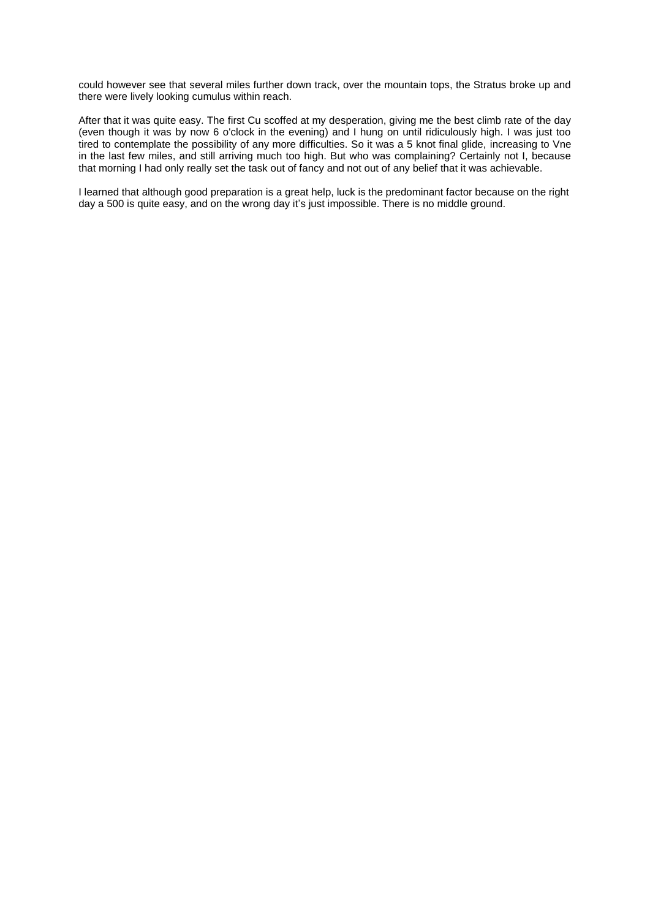could however see that several miles further down track, over the mountain tops, the Stratus broke up and there were lively looking cumulus within reach.

After that it was quite easy. The first Cu scoffed at my desperation, giving me the best climb rate of the day (even though it was by now 6 o'clock in the evening) and I hung on until ridiculously high. I was just too tired to contemplate the possibility of any more difficulties. So it was a 5 knot final glide, increasing to Vne in the last few miles, and still arriving much too high. But who was complaining? Certainly not I, because that morning I had only really set the task out of fancy and not out of any belief that it was achievable.

I learned that although good preparation is a great help, luck is the predominant factor because on the right day a 500 is quite easy, and on the wrong day it's just impossible. There is no middle ground.